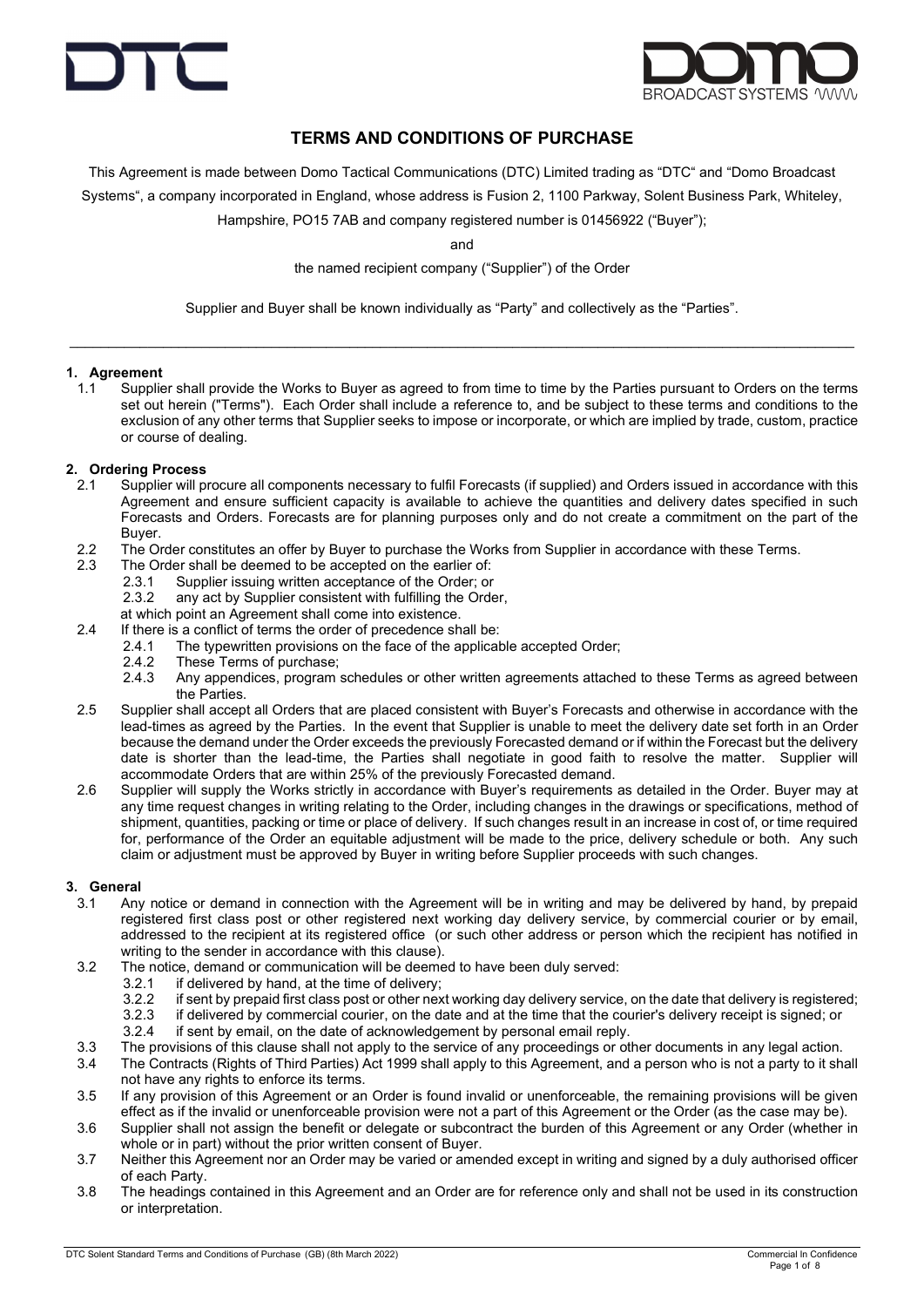# TERMS AND CONDITIONS OF PURCHASE

This Agreement is made between Domo Tactical Communications (DTC) Limited trading as "DTC" and "Domo Broadcast Systems", a company incorporated in England, whose address is Fusion 2, 1100 Parkway, Solent Business Park, Whiteley, Hampshire, PO15 7AB and company registered number is 01456922 ("Buyer");

and

the named recipient company ("Supplier") of the Order

Supplier and Buyer shall be known individually as "Party" and collectively as the "Parties".

---

## 1. Agreement

1.1 Supplier shall provide the Works to Buyer as agreed to from time to time by the Parties pursuant to Orders on the terms set out herein ("Terms"). Each Order shall include a reference to, and be subject to these terms and conditions to the exclusion of any other terms that Supplier seeks to impose or incorporate, or which are implied by trade, custom, practice or course of dealing.

## 2. Ordering Process

2.1 Supplier will procure all components necessary to fulfil Forecasts (if supplied) and Orders issued in accordance with this Agreement and ensure sufficient capacity is available to achieve the quantities and delivery dates specified in such Forecasts and Orders. Forecasts are for planning purposes only and do not create a commitment on the part of the Buyer.

2.2 The Order constitutes an offer by Buyer to purchase the Works from Supplier in accordance with these Terms.

2.3 The Order shall be deemed to be accepted on the earlier of:

- 2.3.1 Supplier issuing written acceptance of the Order; or
- 2.3.2 any act by Supplier consistent with fulfilling the Order,

at which point an Agreement shall come into existence.

2.4 If there is a conflict of terms the order of precedence shall be:

- 2.4.1 The typewritten provisions on the face of the applicable accepted Order;
- 2.4.2 These Terms of purchase;
- 2.4.3 Any appendices, program schedules or other written agreements attached to these Terms as agreed between the Parties.

2.5 Supplier shall accept all Orders that are placed consistent with Buyer's Forecasts and otherwise in accordance with the lead-times as agreed by the Parties. In the event that Supplier is unable to meet the delivery date set forth in an Order because the demand under the Order exceeds the previously Forecasted demand or if within the Forecast but the delivery date is shorter than the lead-time, the Parties shall negotiate in good faith to resolve the matter. Supplier will accommodate Orders that are within 25% of the previously Forecasted demand.

2.6 Supplier will supply the Works strictly in accordance with Buyer's requirements as detailed in the Order. Buyer may at any time request changes in writing relating to the Order, including changes in the drawings or specifications, method of shipment, quantities, packing or time or place of delivery. If such changes result in an increase in cost of, or time required for, performance of the Order an equitable adjustment will be made to the price, delivery schedule or both. Any such claim or adjustment must be approved by Buyer in writing before Supplier proceeds with such changes.

## 3. General

3.1 Any notice or demand in connection with the Agreement will be in writing and may be delivered by hand, by prepaid registered first class post or other registered next working day delivery service, by commercial courier or by email, addressed to the recipient at its registered office (or such other address or person which the recipient has notified in writing to the sender in accordance with this clause).

3.2 The notice, demand or communication will be deemed to have been duly served:

- 3.2.1 if delivered by hand, at the time of delivery;
- 3.2.2 if sent by prepaid first class post or other next working day delivery service, on the date that delivery is registered;
- 3.2.3 if delivered by commercial courier, on the date and at the time that the courier's delivery receipt is signed; or
- 3.2.4 if sent by email, on the date of acknowledgement by personal email reply.

3.3 The provisions of this clause shall not apply to the service of any proceedings or other documents in any legal action.

3.4 The Contracts (Rights of Third Parties) Act 1999 shall apply to this Agreement, and a person who is not a party to it shall not have any rights to enforce its terms.

3.5 If any provision of this Agreement or an Order is found invalid or unenforceable, the remaining provisions will be given effect as if the invalid or unenforceable provision were not a part of this Agreement or the Order (as the case may be).

3.6 Supplier shall not assign the benefit or delegate or subcontract the burden of this Agreement or any Order (whether in whole or in part) without the prior written consent of Buyer.

3.7 Neither this Agreement nor an Order may be varied or amended except in writing and signed by a duly authorised officer of each Party.

3.8 The headings contained in this Agreement and an Order are for reference only and shall not be used in its construction or interpretation.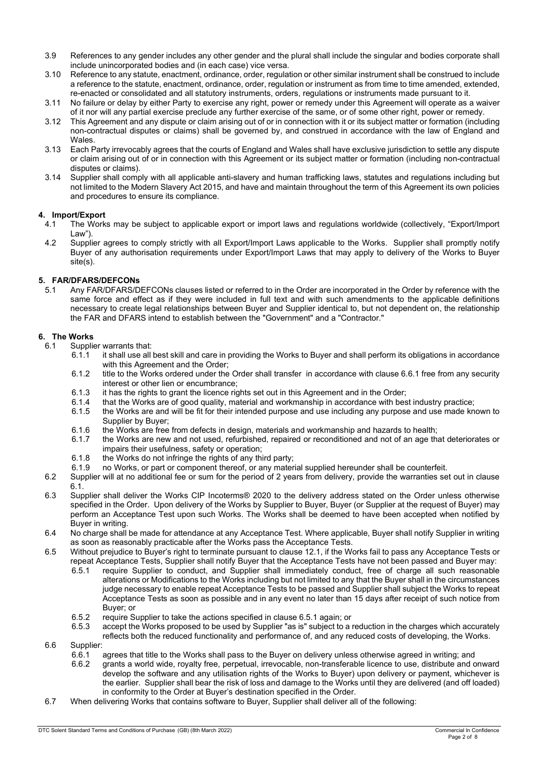3.9 References to any gender includes any other gender and the plural shall include the singular and bodies corporate shall include unincorporated bodies and (in each case) vice versa.

3.10 Reference to any statute, enactment, ordinance, order, regulation or other similar instrument shall be construed to include a reference to the statute, enactment, ordinance, order, regulation or instrument as from time to time amended, extended, re-enacted or consolidated and all statutory instruments, orders, regulations or instruments made pursuant to it.

3.11 No failure or delay by either Party to exercise any right, power or remedy under this Agreement will operate as a waiver of it nor will any partial exercise preclude any further exercise of the same, or of some other right, power or remedy.

3.12 This Agreement and any dispute or claim arising out of or in connection with it or its subject matter or formation (including non-contractual disputes or claims) shall be governed by, and construed in accordance with the law of England and Wales.

3.13 Each Party irrevocably agrees that the courts of England and Wales shall have exclusive jurisdiction to settle any dispute or claim arising out of or in connection with this Agreement or its subject matter or formation (including non-contractual disputes or claims).

3.14 Supplier shall comply with all applicable anti-slavery and human trafficking laws, statutes and regulations including but not limited to the Modern Slavery Act 2015, and have and maintain throughout the term of this Agreement its own policies and procedures to ensure its compliance.

## 4. Import/Export

4.1 The Works may be subject to applicable export or import laws and regulations worldwide (collectively, "Export/Import Law").

4.2 Supplier agrees to comply strictly with all Export/Import Laws applicable to the Works. Supplier shall promptly notify Buyer of any authorisation requirements under Export/Import Laws that may apply to delivery of the Works to Buyer site(s).

## 5. FAR/DFARS/DEFCONs

5.1 Any FAR/DFARS/DEFCONs clauses listed or referred to in the Order are incorporated in the Order by reference with the same force and effect as if they were included in full text and with such amendments to the applicable definitions necessary to create legal relationships between Buyer and Supplier identical to, but not dependent on, the relationship the FAR and DFARS intend to establish between the "Government" and a "Contractor."

## 6. The Works

6.1 Supplier warrants that:

6.1.1 it shall use all best skill and care in providing the Works to Buyer and shall perform its obligations in accordance with this Agreement and the Order;

6.1.2 title to the Works ordered under the Order shall transfer in accordance with clause 6.6.1 free from any security interest or other lien or encumbrance;

6.1.3 it has the rights to grant the licence rights set out in this Agreement and in the Order;

6.1.4 that the Works are of good quality, material and workmanship in accordance with best industry practice;

6.1.5 the Works are and will be fit for their intended purpose and use including any purpose and use made known to Supplier by Buyer;

6.1.6 the Works are free from defects in design, materials and workmanship and hazards to health;

6.1.7 the Works are new and not used, refurbished, repaired or reconditioned and not of an age that deteriorates or impairs their usefulness, safety or operation;

6.1.8 the Works do not infringe the rights of any third party;

6.1.9 no Works, or part or component thereof, or any material supplied hereunder shall be counterfeit.

6.2 Supplier will at no additional fee or sum for the period of 2 years from delivery, provide the warranties set out in clause 6.1.

6.3 Supplier shall deliver the Works CIP Incoterms® 2020 to the delivery address stated on the Order unless otherwise specified in the Order. Upon delivery of the Works by Supplier to Buyer, Buyer (or Supplier at the request of Buyer) may perform an Acceptance Test upon such Works. The Works shall be deemed to have been accepted when notified by Buyer in writing.

6.4 No charge shall be made for attendance at any Acceptance Test. Where applicable, Buyer shall notify Supplier in writing as soon as reasonably practicable after the Works pass the Acceptance Tests.

6.5 Without prejudice to Buyer's right to terminate pursuant to clause 12.1, if the Works fail to pass any Acceptance Tests or repeat Acceptance Tests, Supplier shall notify Buyer that the Acceptance Tests have not been passed and Buyer may:

6.5.1 require Supplier to conduct, and Supplier shall immediately conduct, free of charge all such reasonable alterations or Modifications to the Works including but not limited to any that the Buyer shall in the circumstances judge necessary to enable repeat Acceptance Tests to be passed and Supplier shall subject the Works to repeat Acceptance Tests as soon as possible and in any event no later than 15 days after receipt of such notice from Buyer; or

6.5.2 require Supplier to take the actions specified in clause 6.5.1 again; or

6.5.3 accept the Works proposed to be used by Supplier "as is" subject to a reduction in the charges which accurately reflects both the reduced functionality and performance of, and any reduced costs of developing, the Works.

6.6 Supplier:

6.6.1 agrees that title to the Works shall pass to the Buyer on delivery unless otherwise agreed in writing; and

6.6.2 grants a world wide, royalty free, perpetual, irrevocable, non-transferable licence to use, distribute and onward develop the software and any utilisation rights of the Works to Buyer) upon delivery or payment, whichever is the earlier. Supplier shall bear the risk of loss and damage to the Works until they are delivered (and off loaded) in conformity to the Order at Buyer's destination specified in the Order.

6.7 When delivering Works that contains software to Buyer, Supplier shall deliver all of the following: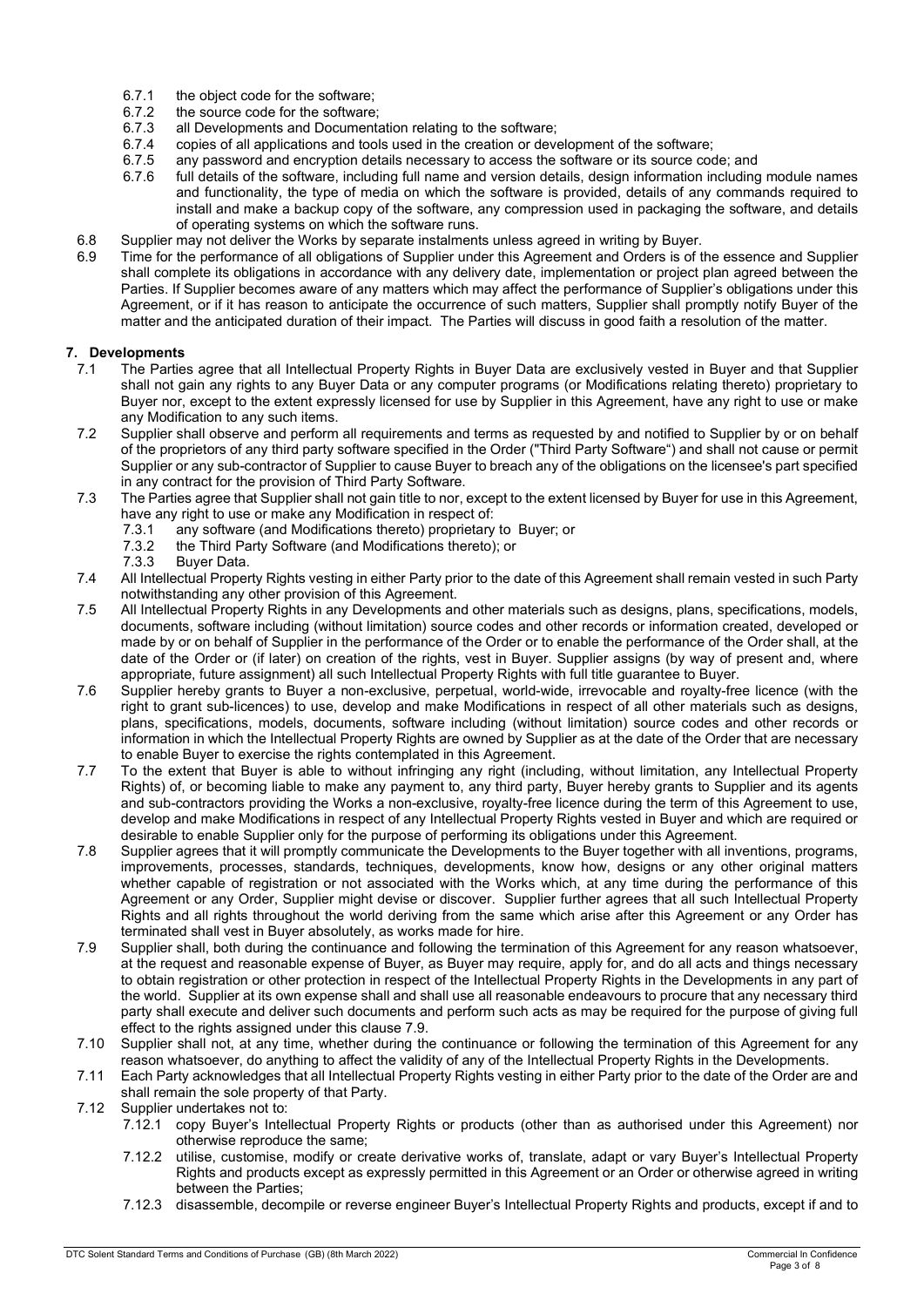6.7.1 the object code for the software;

6.7.2 the source code for the software;

6.7.3 all Developments and Documentation relating to the software;

6.7.4 copies of all applications and tools used in the creation or development of the software;

6.7.5 any password and encryption details necessary to access the software or its source code; and

6.7.6 full details of the software, including full name and version details, design information including module names and functionality, the type of media on which the software is provided, details of any commands required to install and make a backup copy of the software, any compression used in packaging the software, and details of operating systems on which the software runs.

6.8 Supplier may not deliver the Works by separate instalments unless agreed in writing by Buyer.

6.9 Time for the performance of all obligations of Supplier under this Agreement and Orders is of the essence and Supplier shall complete its obligations in accordance with any delivery date, implementation or project plan agreed between the Parties. If Supplier becomes aware of any matters which may affect the performance of Supplier's obligations under this Agreement, or if it has reason to anticipate the occurrence of such matters, Supplier shall promptly notify Buyer of the matter and the anticipated duration of their impact. The Parties will discuss in good faith a resolution of the matter.

## 7. Developments

7.1 The Parties agree that all Intellectual Property Rights in Buyer Data are exclusively vested in Buyer and that Supplier shall not gain any rights to any Buyer Data or any computer programs (or Modifications relating thereto) proprietary to Buyer nor, except to the extent expressly licensed for use by Supplier in this Agreement, have any right to use or make any Modification to any such items.

7.2 Supplier shall observe and perform all requirements and terms as requested by and notified to Supplier by or on behalf of the proprietors of any third party software specified in the Order ("Third Party Software") and shall not cause or permit Supplier or any sub-contractor of Supplier to cause Buyer to breach any of the obligations on the licensee's part specified in any contract for the provision of Third Party Software.

7.3 The Parties agree that Supplier shall not gain title to nor, except to the extent licensed by Buyer for use in this Agreement, have any right to use or make any Modification in respect of:

7.3.1 any software (and Modifications thereto) proprietary to Buyer; or

7.3.2 the Third Party Software (and Modifications thereto); or

7.3.3 Buyer Data.

7.4 All Intellectual Property Rights vesting in either Party prior to the date of this Agreement shall remain vested in such Party notwithstanding any other provision of this Agreement.

7.5 All Intellectual Property Rights in any Developments and other materials such as designs, plans, specifications, models, documents, software including (without limitation) source codes and other records or information created, developed or made by or on behalf of Supplier in the performance of the Order or to enable the performance of the Order shall, at the date of the Order or (if later) on creation of the rights, vest in Buyer. Supplier assigns (by way of present and, where appropriate, future assignment) all such Intellectual Property Rights with full title guarantee to Buyer.

7.6 Supplier hereby grants to Buyer a non-exclusive, perpetual, world-wide, irrevocable and royalty-free licence (with the right to grant sub-licences) to use, develop and make Modifications in respect of all other materials such as designs, plans, specifications, models, documents, software including (without limitation) source codes and other records or information in which the Intellectual Property Rights are owned by Supplier as at the date of the Order that are necessary to enable Buyer to exercise the rights contemplated in this Agreement.

7.7 To the extent that Buyer is able to without infringing any right (including, without limitation, any Intellectual Property Rights) of, or becoming liable to make any payment to, any third party, Buyer hereby grants to Supplier and its agents and sub-contractors providing the Works a non-exclusive, royalty-free licence during the term of this Agreement to use, develop and make Modifications in respect of any Intellectual Property Rights vested in Buyer and which are required or desirable to enable Supplier only for the purpose of performing its obligations under this Agreement.

7.8 Supplier agrees that it will promptly communicate the Developments to the Buyer together with all inventions, programs, improvements, processes, standards, techniques, developments, know how, designs or any other original matters whether capable of registration or not associated with the Works which, at any time during the performance of this Agreement or any Order, Supplier might devise or discover. Supplier further agrees that all such Intellectual Property Rights and all rights throughout the world deriving from the same which arise after this Agreement or any Order has terminated shall vest in Buyer absolutely, as works made for hire.

7.9 Supplier shall, both during the continuance and following the termination of this Agreement for any reason whatsoever, at the request and reasonable expense of Buyer, as Buyer may require, apply for, and do all acts and things necessary to obtain registration or other protection in respect of the Intellectual Property Rights in the Developments in any part of the world. Supplier at its own expense shall and shall use all reasonable endeavours to procure that any necessary third party shall execute and deliver such documents and perform such acts as may be required for the purpose of giving full effect to the rights assigned under this clause 7.9.

7.10 Supplier shall not, at any time, whether during the continuance or following the termination of this Agreement for any reason whatsoever, do anything to affect the validity of any of the Intellectual Property Rights in the Developments.

7.11 Each Party acknowledges that all Intellectual Property Rights vesting in either Party prior to the date of the Order are and shall remain the sole property of that Party.

7.12 Supplier undertakes not to:

7.12.1 copy Buyer's Intellectual Property Rights or products (other than as authorised under this Agreement) nor otherwise reproduce the same;

7.12.2 utilise, customise, modify or create derivative works of, translate, adapt or vary Buyer's Intellectual Property Rights and products except as expressly permitted in this Agreement or an Order or otherwise agreed in writing between the Parties;

7.12.3 disassemble, decompile or reverse engineer Buyer's Intellectual Property Rights and products, except if and to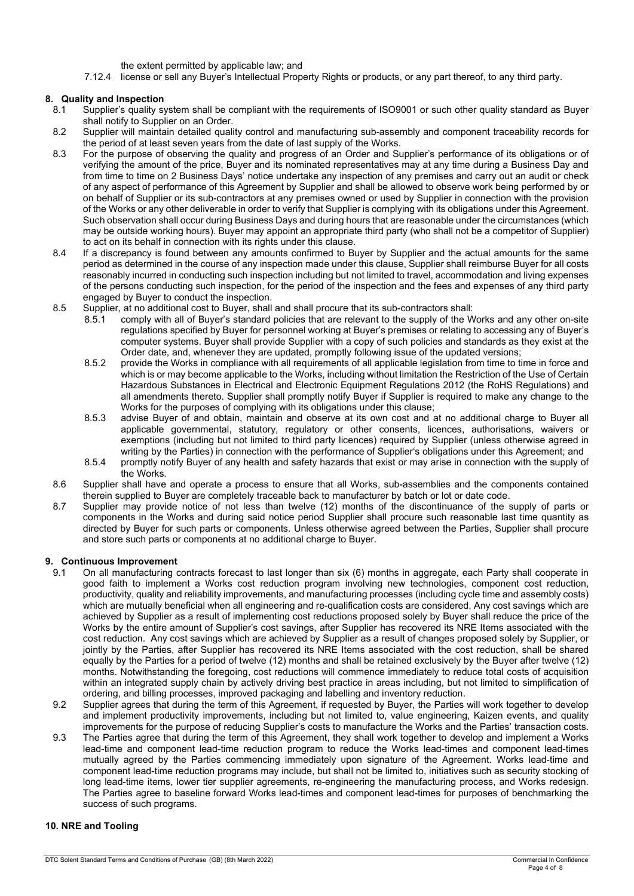the extent permitted by applicable law; and

7.12.4 license or sell any Buyer's Intellectual Property Rights or products, or any part thereof, to any third party.

## 8. Quality and Inspection

8.1 Supplier's quality system shall be compliant with the requirements of ISO9001 or such other quality standard as Buyer shall notify to Supplier on an Order.

8.2 Supplier will maintain detailed quality control and manufacturing sub-assembly and component traceability records for the period of at least seven years from the date of last supply of the Works.

8.3 For the purpose of observing the quality and progress of an Order and Supplier's performance of its obligations or of verifying the amount of the price, Buyer and its nominated representatives may at any time during a Business Day and from time to time on 2 Business Days' notice undertake any inspection of any premises and carry out an audit or check of any aspect of performance of this Agreement by Supplier and shall be allowed to observe work being performed by or on behalf of Supplier or its sub-contractors at any premises owned or used by Supplier in connection with the provision of the Works or any other deliverable in order to verify that Supplier is complying with its obligations under this Agreement. Such observation shall occur during Business Days and during hours that are reasonable under the circumstances (which may be outside working hours). Buyer may appoint an appropriate third party (who shall not be a competitor of Supplier) to act on its behalf in connection with its rights under this clause.

8.4 If a discrepancy is found between any amounts confirmed to Buyer by Supplier and the actual amounts for the same period as determined in the course of any inspection made under this clause, Supplier shall reimburse Buyer for all costs reasonably incurred in conducting such inspection including but not limited to travel, accommodation and living expenses of the persons conducting such inspection, for the period of the inspection and the fees and expenses of any third party engaged by Buyer to conduct the inspection.

8.5 Supplier, at no additional cost to Buyer, shall and shall procure that its sub-contractors shall:

8.5.1 comply with all of Buyer's standard policies that are relevant to the supply of the Works and any other on-site regulations specified by Buyer for personnel working at Buyer's premises or relating to accessing any of Buyer's computer systems. Buyer shall provide Supplier with a copy of such policies and standards as they exist at the Order date, and, whenever they are updated, promptly following issue of the updated versions;

8.5.2 provide the Works in compliance with all requirements of all applicable legislation from time to time in force and which is or may become applicable to the Works, including without limitation the Restriction of the Use of Certain Hazardous Substances in Electrical and Electronic Equipment Regulations 2012 (the RoHS Regulations) and all amendments thereto. Supplier shall promptly notify Buyer if Supplier is required to make any change to the Works for the purposes of complying with its obligations under this clause;

8.5.3 advise Buyer of and obtain, maintain and observe at its own cost and at no additional charge to Buyer all applicable governmental, statutory, regulatory or other consents, licences, authorisations, waivers or exemptions (including but not limited to third party licences) required by Supplier (unless otherwise agreed in writing by the Parties) in connection with the performance of Supplier's obligations under this Agreement; and

8.5.4 promptly notify Buyer of any health and safety hazards that exist or may arise in connection with the supply of the Works.

8.6 Supplier shall have and operate a process to ensure that all Works, sub-assemblies and the components contained therein supplied to Buyer are completely traceable back to manufacturer by batch or lot or date code.

8.7 Supplier may provide notice of not less than twelve (12) months of the discontinuance of the supply of parts or components in the Works and during said notice period Supplier shall procure such reasonable last time quantity as directed by Buyer for such parts or components. Unless otherwise agreed between the Parties, Supplier shall procure and store such parts or components at no additional charge to Buyer.

## 9. Continuous Improvement

9.1 On all manufacturing contracts forecast to last longer than six (6) months in aggregate, each Party shall cooperate in good faith to implement a Works cost reduction program involving new technologies, component cost reduction, productivity, quality and reliability improvements, and manufacturing processes (including cycle time and assembly costs) which are mutually beneficial when all engineering and re-qualification costs are considered. Any cost savings which are achieved by Supplier as a result of implementing cost reductions proposed solely by Buyer shall reduce the price of the Works by the entire amount of Supplier's cost savings, after Supplier has recovered its NRE Items associated with the cost reduction. Any cost savings which are achieved by Supplier as a result of changes proposed solely by Supplier, or jointly by the Parties, after Supplier has recovered its NRE Items associated with the cost reduction, shall be shared equally by the Parties for a period of twelve (12) months and shall be retained exclusively by the Buyer after twelve (12) months. Notwithstanding the foregoing, cost reductions will commence immediately to reduce total costs of acquisition within an integrated supply chain by actively driving best practice in areas including, but not limited to simplification of ordering, and billing processes, improved packaging and labelling and inventory reduction.

9.2 Supplier agrees that during the term of this Agreement, if requested by Buyer, the Parties will work together to develop and implement productivity improvements, including but not limited to, value engineering, Kaizen events, and quality improvements for the purpose of reducing Supplier's costs to manufacture the Works and the Parties' transaction costs.

9.3 The Parties agree that during the term of this Agreement, they shall work together to develop and implement a Works lead-time and component lead-time reduction program to reduce the Works lead-times and component lead-times mutually agreed by the Parties commencing immediately upon signature of the Agreement. Works lead-time and component lead-time reduction programs may include, but shall not be limited to, initiatives such as security stocking of long lead-time items, lower tier supplier agreements, re-engineering the manufacturing process, and Works redesign. The Parties agree to baseline forward Works lead-times and component lead-times for purposes of benchmarking the success of such programs.

## 10. NRE and Tooling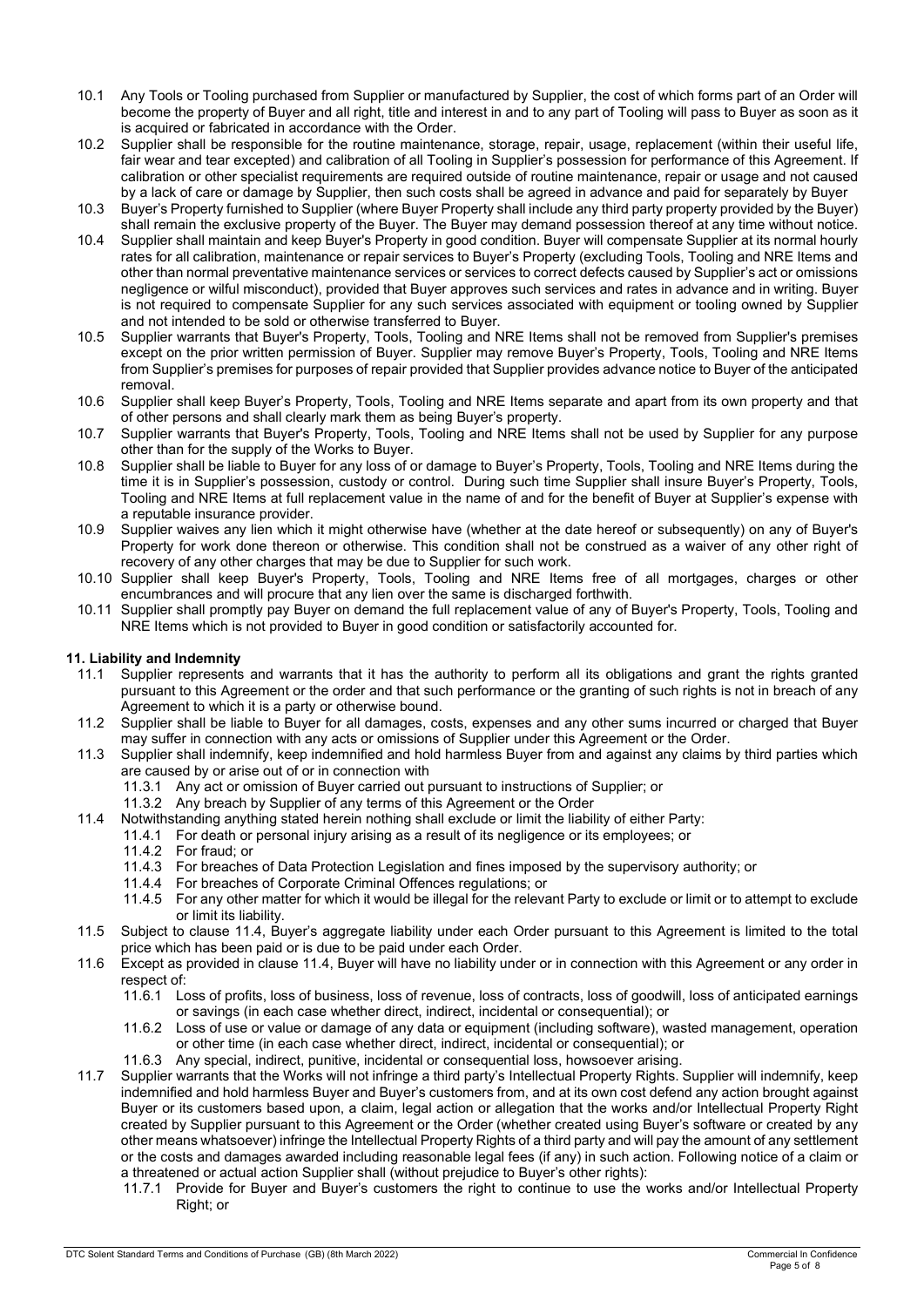10.1 Any Tools or Tooling purchased from Supplier or manufactured by Supplier, the cost of which forms part of an Order will become the property of Buyer and all right, title and interest in and to any part of Tooling will pass to Buyer as soon as it is acquired or fabricated in accordance with the Order.

10.2 Supplier shall be responsible for the routine maintenance, storage, repair, usage, replacement (within their useful life, fair wear and tear excepted) and calibration of all Tooling in Supplier's possession for performance of this Agreement. If calibration or other specialist requirements are required outside of routine maintenance, repair or usage and not caused by a lack of care or damage by Supplier, then such costs shall be agreed in advance and paid for separately by Buyer

10.3 Buyer's Property furnished to Supplier (where Buyer Property shall include any third party property provided by the Buyer) shall remain the exclusive property of the Buyer. The Buyer may demand possession thereof at any time without notice.

10.4 Supplier shall maintain and keep Buyer's Property in good condition. Buyer will compensate Supplier at its normal hourly rates for all calibration, maintenance or repair services to Buyer's Property (excluding Tools, Tooling and NRE Items and other than normal preventative maintenance services or services to correct defects caused by Supplier's act or omissions negligence or wilful misconduct), provided that Buyer approves such services and rates in advance and in writing. Buyer is not required to compensate Supplier for any such services associated with equipment or tooling owned by Supplier and not intended to be sold or otherwise transferred to Buyer.

10.5 Supplier warrants that Buyer's Property, Tools, Tooling and NRE Items shall not be removed from Supplier's premises except on the prior written permission of Buyer. Supplier may remove Buyer's Property, Tools, Tooling and NRE Items from Supplier's premises for purposes of repair provided that Supplier provides advance notice to Buyer of the anticipated removal.

10.6 Supplier shall keep Buyer's Property, Tools, Tooling and NRE Items separate and apart from its own property and that of other persons and shall clearly mark them as being Buyer's property.

10.7 Supplier warrants that Buyer's Property, Tools, Tooling and NRE Items shall not be used by Supplier for any purpose other than for the supply of the Works to Buyer.

10.8 Supplier shall be liable to Buyer for any loss of or damage to Buyer's Property, Tools, Tooling and NRE Items during the time it is in Supplier's possession, custody or control. During such time Supplier shall insure Buyer's Property, Tools, Tooling and NRE Items at full replacement value in the name of and for the benefit of Buyer at Supplier's expense with a reputable insurance provider.

10.9 Supplier waives any lien which it might otherwise have (whether at the date hereof or subsequently) on any of Buyer's Property for work done thereon or otherwise. This condition shall not be construed as a waiver of any other right of recovery of any other charges that may be due to Supplier for such work.

10.10 Supplier shall keep Buyer's Property, Tools, Tooling and NRE Items free of all mortgages, charges or other encumbrances and will procure that any lien over the same is discharged forthwith.

10.11 Supplier shall promptly pay Buyer on demand the full replacement value of any of Buyer's Property, Tools, Tooling and NRE Items which is not provided to Buyer in good condition or satisfactorily accounted for.

## 11. Liability and Indemnity

11.1 Supplier represents and warrants that it has the authority to perform all its obligations and grant the rights granted pursuant to this Agreement or the order and that such performance or the granting of such rights is not in breach of any Agreement to which it is a party or otherwise bound.

11.2 Supplier shall be liable to Buyer for all damages, costs, expenses and any other sums incurred or charged that Buyer may suffer in connection with any acts or omissions of Supplier under this Agreement or the Order.

11.3 Supplier shall indemnify, keep indemnified and hold harmless Buyer from and against any claims by third parties which are caused by or arise out of or in connection with

- 11.3.1 Any act or omission of Buyer carried out pursuant to instructions of Supplier; or
- 11.3.2 Any breach by Supplier of any terms of this Agreement or the Order

11.4 Notwithstanding anything stated herein nothing shall exclude or limit the liability of either Party:

- 11.4.1 For death or personal injury arising as a result of its negligence or its employees; or
- 11.4.2 For fraud; or
- 11.4.3 For breaches of Data Protection Legislation and fines imposed by the supervisory authority; or
- 11.4.4 For breaches of Corporate Criminal Offences regulations; or
- 11.4.5 For any other matter for which it would be illegal for the relevant Party to exclude or limit or to attempt to exclude or limit its liability.

11.5 Subject to clause 11.4, Buyer's aggregate liability under each Order pursuant to this Agreement is limited to the total price which has been paid or is due to be paid under each Order.

11.6 Except as provided in clause 11.4, Buyer will have no liability under or in connection with this Agreement or any order in respect of:

- 11.6.1 Loss of profits, loss of business, loss of revenue, loss of contracts, loss of goodwill, loss of anticipated earnings or savings (in each case whether direct, indirect, incidental or consequential); or
- 11.6.2 Loss of use or value or damage of any data or equipment (including software), wasted management, operation or other time (in each case whether direct, indirect, incidental or consequential); or
- 11.6.3 Any special, indirect, punitive, incidental or consequential loss, howsoever arising.

11.7 Supplier warrants that the Works will not infringe a third party's Intellectual Property Rights. Supplier will indemnify, keep indemnified and hold harmless Buyer and Buyer's customers from, and at its own cost defend any action brought against Buyer or its customers based upon, a claim, legal action or allegation that the works and/or Intellectual Property Right created by Supplier pursuant to this Agreement or the Order (whether created using Buyer's software or created by any other means whatsoever) infringe the Intellectual Property Rights of a third party and will pay the amount of any settlement or the costs and damages awarded including reasonable legal fees (if any) in such action. Following notice of a claim or a threatened or actual action Supplier shall (without prejudice to Buyer's other rights):

- 11.7.1 Provide for Buyer and Buyer's customers the right to continue to use the works and/or Intellectual Property Right; or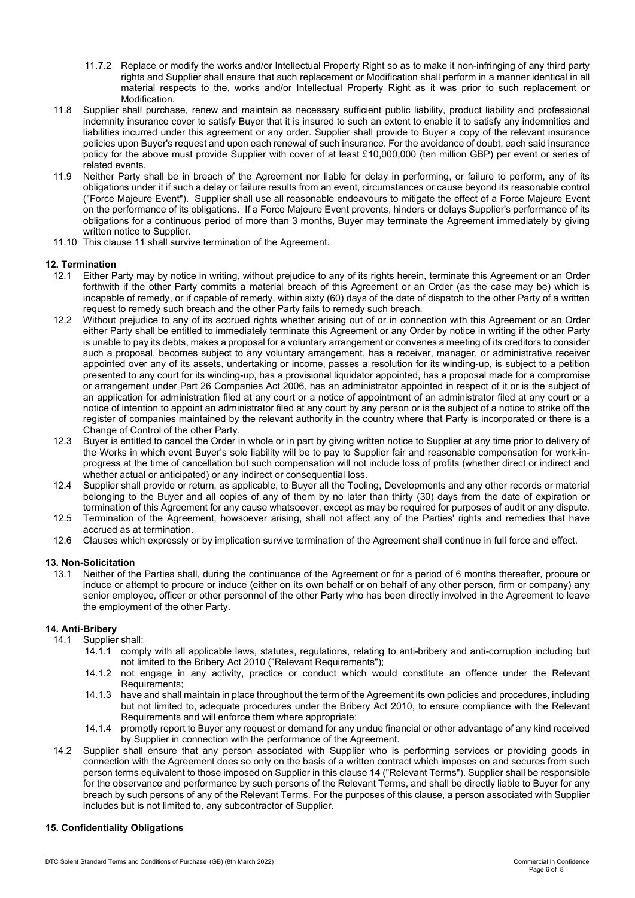11.7.2 Replace or modify the works and/or Intellectual Property Right so as to make it non-infringing of any third party rights and Supplier shall ensure that such replacement or Modification shall perform in a manner identical in all material respects to the, works and/or Intellectual Property Right as it was prior to such replacement or Modification.

11.8 Supplier shall purchase, renew and maintain as necessary sufficient public liability, product liability and professional indemnity insurance cover to satisfy Buyer that it is insured to such an extent to enable it to satisfy any indemnities and liabilities incurred under this agreement or any order. Supplier shall provide to Buyer a copy of the relevant insurance policies upon Buyer's request and upon each renewal of such insurance. For the avoidance of doubt, each said insurance policy for the above must provide Supplier with cover of at least £10,000,000 (ten million GBP) per event or series of related events.

11.9 Neither Party shall be in breach of the Agreement nor liable for delay in performing, or failure to perform, any of its obligations under it if such a delay or failure results from an event, circumstances or cause beyond its reasonable control ("Force Majeure Event"). Supplier shall use all reasonable endeavours to mitigate the effect of a Force Majeure Event on the performance of its obligations. If a Force Majeure Event prevents, hinders or delays Supplier's performance of its obligations for a continuous period of more than 3 months, Buyer may terminate the Agreement immediately by giving written notice to Supplier.

11.10 This clause 11 shall survive termination of the Agreement.

## 12. Termination

12.1 Either Party may by notice in writing, without prejudice to any of its rights herein, terminate this Agreement or an Order forthwith if the other Party commits a material breach of this Agreement or an Order (as the case may be) which is incapable of remedy, or if capable of remedy, within sixty (60) days of the date of dispatch to the other Party of a written request to remedy such breach and the other Party fails to remedy such breach.

12.2 Without prejudice to any of its accrued rights whether arising out of or in connection with this Agreement or an Order either Party shall be entitled to immediately terminate this Agreement or any Order by notice in writing if the other Party is unable to pay its debts, makes a proposal for a voluntary arrangement or convenes a meeting of its creditors to consider such a proposal, becomes subject to any voluntary arrangement, has a receiver, manager, or administrative receiver appointed over any of its assets, undertaking or income, passes a resolution for its winding-up, is subject to a petition presented to any court for its winding-up, has a provisional liquidator appointed, has a proposal made for a compromise or arrangement under Part 26 Companies Act 2006, has an administrator appointed in respect of it or is the subject of an application for administration filed at any court or a notice of appointment of an administrator filed at any court or a notice of intention to appoint an administrator filed at any court by any person or is the subject of a notice to strike off the register of companies maintained by the relevant authority in the country where that Party is incorporated or there is a Change of Control of the other Party.

12.3 Buyer is entitled to cancel the Order in whole or in part by giving written notice to Supplier at any time prior to delivery of the Works in which event Buyer's sole liability will be to pay to Supplier fair and reasonable compensation for work-in-progress at the time of cancellation but such compensation will not include loss of profits (whether direct or indirect and whether actual or anticipated) or any indirect or consequential loss.

12.4 Supplier shall provide or return, as applicable, to Buyer all the Tooling, Developments and any other records or material belonging to the Buyer and all copies of any of them by no later than thirty (30) days from the date of expiration or termination of this Agreement for any cause whatsoever, except as may be required for purposes of audit or any dispute.

12.5 Termination of the Agreement, howsoever arising, shall not affect any of the Parties' rights and remedies that have accrued as at termination.

12.6 Clauses which expressly or by implication survive termination of the Agreement shall continue in full force and effect.

## 13. Non-Solicitation

13.1 Neither of the Parties shall, during the continuance of the Agreement or for a period of 6 months thereafter, procure or induce or attempt to procure or induce (either on its own behalf or on behalf of any other person, firm or company) any senior employee, officer or other personnel of the other Party who has been directly involved in the Agreement to leave the employment of the other Party.

## 14. Anti-Bribery

14.1 Supplier shall:

14.1.1 comply with all applicable laws, statutes, regulations, relating to anti-bribery and anti-corruption including but not limited to the Bribery Act 2010 ("Relevant Requirements");

14.1.2 not engage in any activity, practice or conduct which would constitute an offence under the Relevant Requirements;

14.1.3 have and shall maintain in place throughout the term of the Agreement its own policies and procedures, including but not limited to, adequate procedures under the Bribery Act 2010, to ensure compliance with the Relevant Requirements and will enforce them where appropriate;

14.1.4 promptly report to Buyer any request or demand for any undue financial or other advantage of any kind received by Supplier in connection with the performance of the Agreement.

14.2 Supplier shall ensure that any person associated with Supplier who is performing services or providing goods in connection with the Agreement does so only on the basis of a written contract which imposes on and secures from such person terms equivalent to those imposed on Supplier in this clause 14 ("Relevant Terms"). Supplier shall be responsible for the observance and performance by such persons of the Relevant Terms, and shall be directly liable to Buyer for any breach by such persons of any of the Relevant Terms. For the purposes of this clause, a person associated with Supplier includes but is not limited to, any subcontractor of Supplier.

## 15. Confidentiality Obligations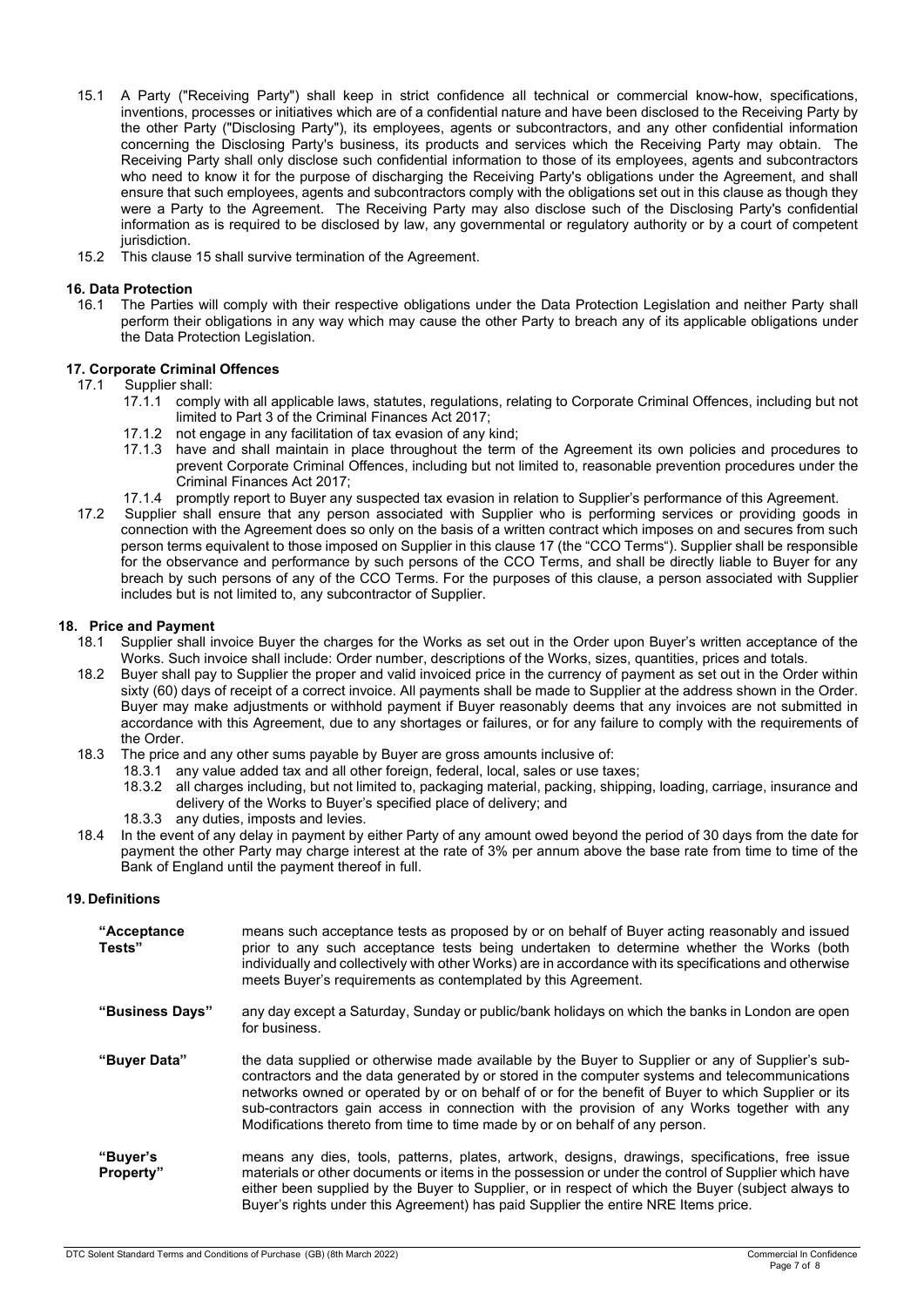15.1 A Party ("Receiving Party") shall keep in strict confidence all technical or commercial know-how, specifications, inventions, processes or initiatives which are of a confidential nature and have been disclosed to the Receiving Party by the other Party ("Disclosing Party"), its employees, agents or subcontractors, and any other confidential information concerning the Disclosing Party's business, its products and services which the Receiving Party may obtain. The Receiving Party shall only disclose such confidential information to those of its employees, agents and subcontractors who need to know it for the purpose of discharging the Receiving Party's obligations under the Agreement, and shall ensure that such employees, agents and subcontractors comply with the obligations set out in this clause as though they were a Party to the Agreement. The Receiving Party may also disclose such of the Disclosing Party's confidential information as is required to be disclosed by law, any governmental or regulatory authority or by a court of competent jurisdiction.

15.2 This clause 15 shall survive termination of the Agreement.

**16. Data Protection**

16.1 The Parties will comply with their respective obligations under the Data Protection Legislation and neither Party shall perform their obligations in any way which may cause the other Party to breach any of its applicable obligations under the Data Protection Legislation.

**17. Corporate Criminal Offences**

17.1 Supplier shall:

17.1.1 comply with all applicable laws, statutes, regulations, relating to Corporate Criminal Offences, including but not limited to Part 3 of the Criminal Finances Act 2017;

17.1.2 not engage in any facilitation of tax evasion of any kind;

17.1.3 have and shall maintain in place throughout the term of the Agreement its own policies and procedures to prevent Corporate Criminal Offences, including but not limited to, reasonable prevention procedures under the Criminal Finances Act 2017;

17.1.4 promptly report to Buyer any suspected tax evasion in relation to Supplier's performance of this Agreement.

17.2 Supplier shall ensure that any person associated with Supplier who is performing services or providing goods in connection with the Agreement does so only on the basis of a written contract which imposes on and secures from such person terms equivalent to those imposed on Supplier in this clause 17 (the "CCO Terms"). Supplier shall be responsible for the observance and performance by such persons of the CCO Terms, and shall be directly liable to Buyer for any breach by such persons of any of the CCO Terms. For the purposes of this clause, a person associated with Supplier includes but is not limited to, any subcontractor of Supplier.

**18. Price and Payment**

18.1 Supplier shall invoice Buyer the charges for the Works as set out in the Order upon Buyer's written acceptance of the Works. Such invoice shall include: Order number, descriptions of the Works, sizes, quantities, prices and totals.

18.2 Buyer shall pay to Supplier the proper and valid invoiced price in the currency of payment as set out in the Order within sixty (60) days of receipt of a correct invoice. All payments shall be made to Supplier at the address shown in the Order. Buyer may make adjustments or withhold payment if Buyer reasonably deems that any invoices are not submitted in accordance with this Agreement, due to any shortages or failures, or for any failure to comply with the requirements of the Order.

18.3 The price and any other sums payable by Buyer are gross amounts inclusive of:

18.3.1 any value added tax and all other foreign, federal, local, sales or use taxes;

18.3.2 all charges including, but not limited to, packaging material, packing, shipping, loading, carriage, insurance and delivery of the Works to Buyer's specified place of delivery; and

18.3.3 any duties, imposts and levies.

18.4 In the event of any delay in payment by either Party of any amount owed beyond the period of 30 days from the date for payment the other Party may charge interest at the rate of 3% per annum above the base rate from time to time of the Bank of England until the payment thereof in full.

**19. Definitions**

| | |
|---|---|
| **"Acceptance Tests"** | means such acceptance tests as proposed by or on behalf of Buyer acting reasonably and issued prior to any such acceptance tests being undertaken to determine whether the Works (both individually and collectively with other Works) are in accordance with its specifications and otherwise meets Buyer's requirements as contemplated by this Agreement. |
| **"Business Days"** | any day except a Saturday, Sunday or public/bank holidays on which the banks in London are open for business. |
| **"Buyer Data"** | the data supplied or otherwise made available by the Buyer to Supplier or any of Supplier's sub-contractors and the data generated by or stored in the computer systems and telecommunications networks owned or operated by or on behalf of or for the benefit of Buyer to which Supplier or its sub-contractors gain access in connection with the provision of any Works together with any Modifications thereto from time to time made by or on behalf of any person. |
| **"Buyer's Property"** | means any dies, tools, patterns, plates, artwork, designs, drawings, specifications, free issue materials or other documents or items in the possession or under the control of Supplier which have either been supplied by the Buyer to Supplier, or in respect of which the Buyer (subject always to Buyer's rights under this Agreement) has paid Supplier the entire NRE Items price. |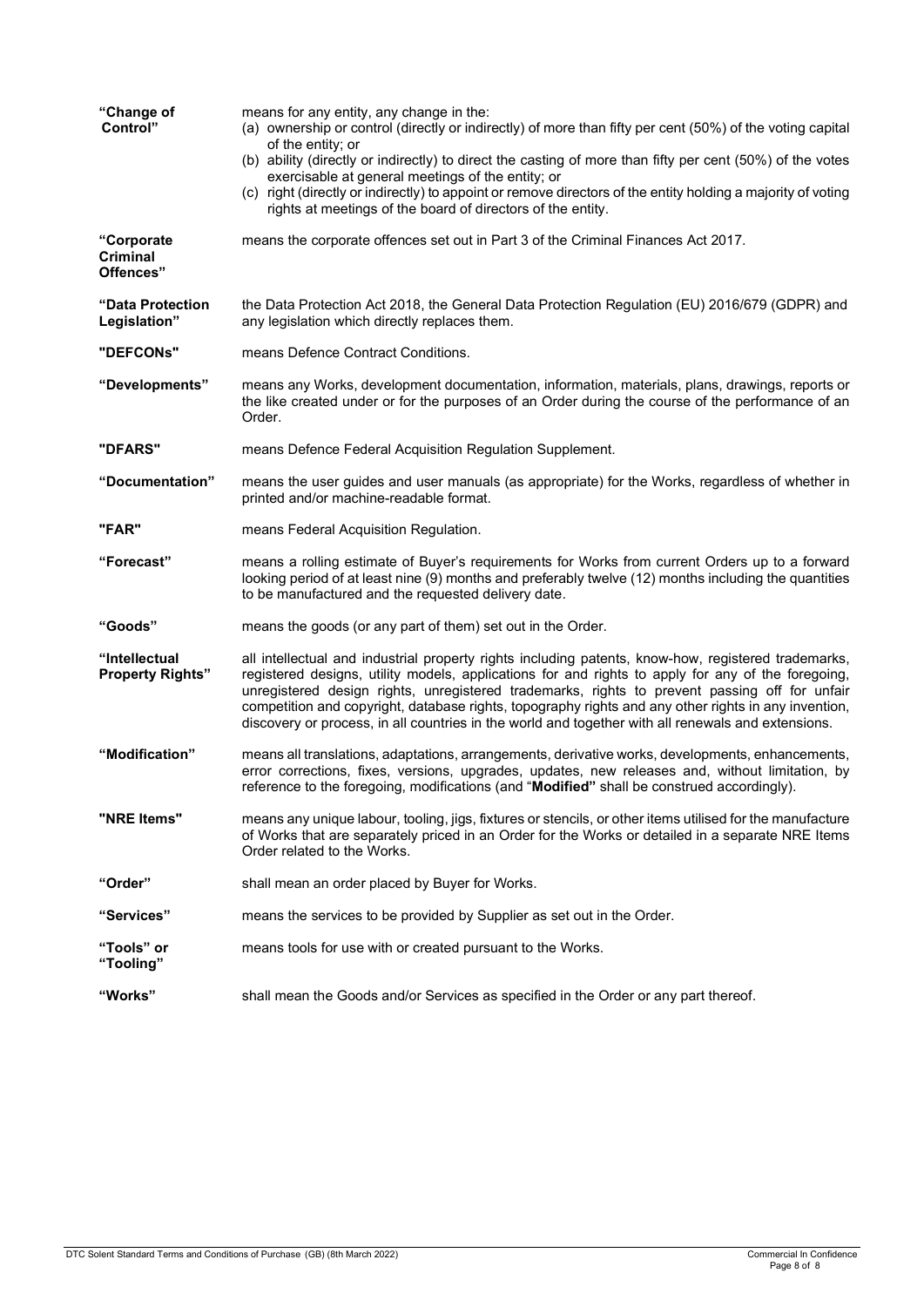| | |
|---|---|
| **"Change of Control"** | means for any entity, any change in the:<br>(a) ownership or control (directly or indirectly) of more than fifty per cent (50%) of the voting capital of the entity; or<br>(b) ability (directly or indirectly) to direct the casting of more than fifty per cent (50%) of the votes exercisable at general meetings of the entity; or<br>(c) right (directly or indirectly) to appoint or remove directors of the entity holding a majority of voting rights at meetings of the board of directors of the entity. |
| **"Corporate Criminal Offences"** | means the corporate offences set out in Part 3 of the Criminal Finances Act 2017. |
| **"Data Protection Legislation"** | the Data Protection Act 2018, the General Data Protection Regulation (EU) 2016/679 (GDPR) and any legislation which directly replaces them. |
| **"DEFCONs"** | means Defence Contract Conditions. |
| **"Developments"** | means any Works, development documentation, information, materials, plans, drawings, reports or the like created under or for the purposes of an Order during the course of the performance of an Order. |
| **"DFARS"** | means Defence Federal Acquisition Regulation Supplement. |
| **"Documentation"** | means the user guides and user manuals (as appropriate) for the Works, regardless of whether in printed and/or machine-readable format. |
| **"FAR"** | means Federal Acquisition Regulation. |
| **"Forecast"** | means a rolling estimate of Buyer's requirements for Works from current Orders up to a forward looking period of at least nine (9) months and preferably twelve (12) months including the quantities to be manufactured and the requested delivery date. |
| **"Goods"** | means the goods (or any part of them) set out in the Order. |
| **"Intellectual Property Rights"** | all intellectual and industrial property rights including patents, know-how, registered trademarks, registered designs, utility models, applications for and rights to apply for any of the foregoing, unregistered design rights, unregistered trademarks, rights to prevent passing off for unfair competition and copyright, database rights, topography rights and any other rights in any invention, discovery or process, in all countries in the world and together with all renewals and extensions. |
| **"Modification"** | means all translations, adaptations, arrangements, derivative works, developments, enhancements, error corrections, fixes, versions, upgrades, updates, new releases and, without limitation, by reference to the foregoing, modifications (and "**Modified"** shall be construed accordingly). |
| **"NRE Items"** | means any unique labour, tooling, jigs, fixtures or stencils, or other items utilised for the manufacture of Works that are separately priced in an Order for the Works or detailed in a separate NRE Items Order related to the Works. |
| **"Order"** | shall mean an order placed by Buyer for Works. |
| **"Services"** | means the services to be provided by Supplier as set out in the Order. |
| **"Tools" or "Tooling"** | means tools for use with or created pursuant to the Works. |
| **"Works"** | shall mean the Goods and/or Services as specified in the Order or any part thereof. |